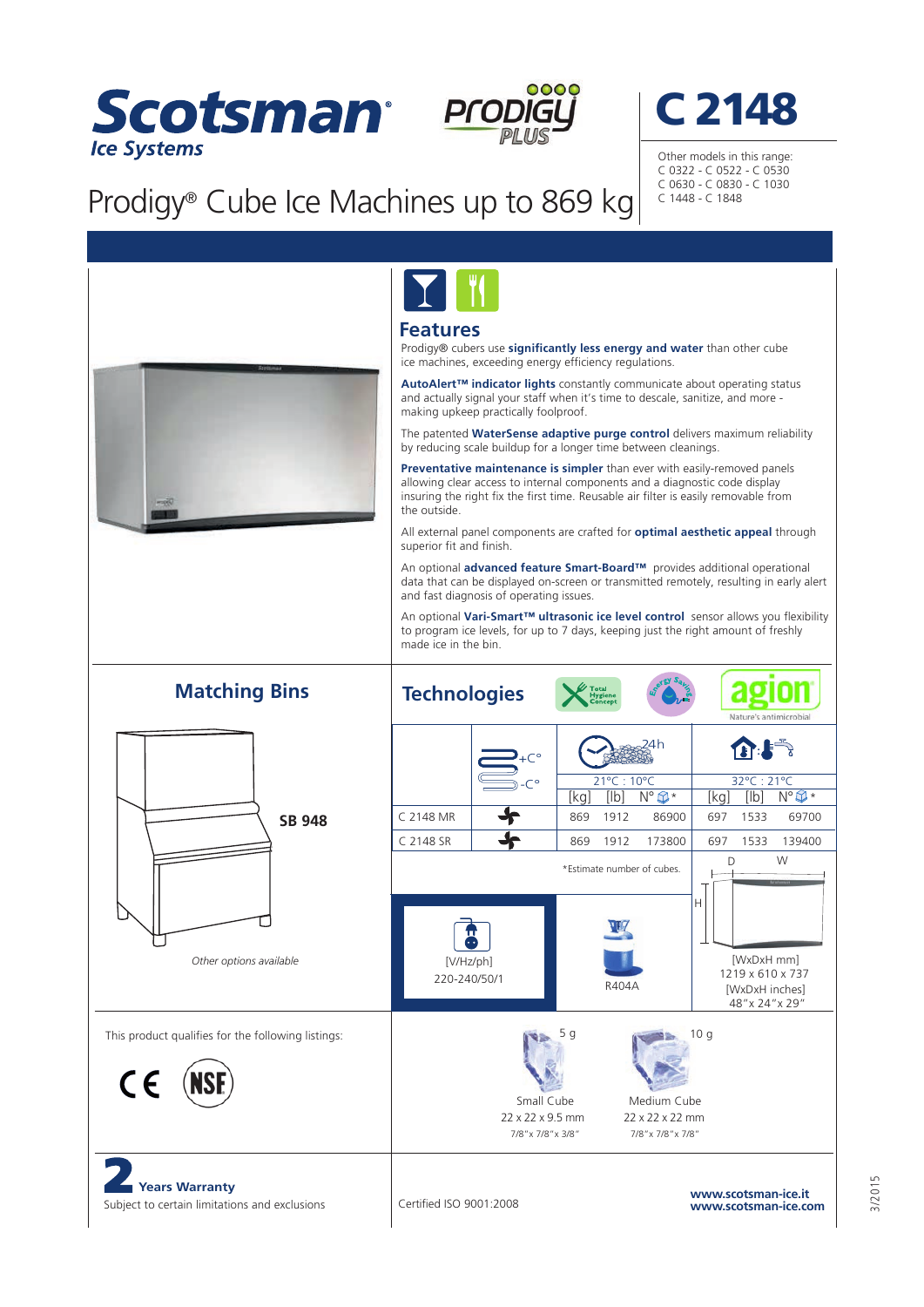# Scotsman Ice Systems

PRODIGY PLUS

# C 2148

Other models in this range:
C 0322 - C 0522 - C 0530
C 0630 - C 0830 - C 1030
C 1448 - C 1848

## Prodigy® Cube Ice Machines up to 869 kg

## Features

Prodigy® cubers use **significantly less energy and water** than other cube ice machines, exceeding energy efficiency regulations.

**AutoAlert™ indicator lights** constantly communicate about operating status and actually signal your staff when it's time to descale, sanitize, and more - making upkeep practically foolproof.

The patented **WaterSense adaptive purge control** delivers maximum reliability by reducing scale buildup for a longer time between cleanings.

**Preventative maintenance is simpler** than ever with easily-removed panels allowing clear access to internal components and a diagnostic code display insuring the right fix the first time. Reusable air filter is easily removable from the outside.

All external panel components are crafted for **optimal aesthetic appeal** through superior fit and finish.

An optional **advanced feature Smart-Board™** provides additional operational data that can be displayed on-screen or transmitted remotely, resulting in early alert and fast diagnosis of operating issues.

An optional **Vari-Smart™ ultrasonic ice level control** sensor allows you flexibility to program ice levels, for up to 7 days, keeping just the right amount of freshly made ice in the bin.

## Matching Bins

SB 948

*Other options available*

## Technologies

Total Hygiene Concept · Energy Saving · agion Nature's antimicrobial

| | | 24h 21°C : 10°C | | | 32°C : 21°C | | |
|---|---|---|---|---|---|---|---|
| | | [kg] | [lb] | N° * | [kg] | [lb] | N° * |
| C 2148 MR | | 869 | 1912 | 86900 | 697 | 1533 | 69700 |
| C 2148 SR | | 869 | 1912 | 173800 | 697 | 1533 | 139400 |

*Estimate number of cubes.

[V/Hz/ph]
220-240/50/1

R404A

[WxDxH mm]
1219 x 610 x 737
[WxDxH inches]
48"x 24"x 29"

| Small Cube | Medium Cube |
|---|---|
| 5 g | 10 g |
| 22 x 22 x 9.5 mm | 22 x 22 x 22 mm |
| 7/8"x 7/8"x 3/8" | 7/8"x 7/8"x 7/8" |

This product qualifies for the following listings:

CE NSF

**2 Years Warranty**
Subject to certain limitations and exclusions

Certified ISO 9001:2008

**www.scotsman-ice.it**
**www.scotsman-ice.com**

3/2015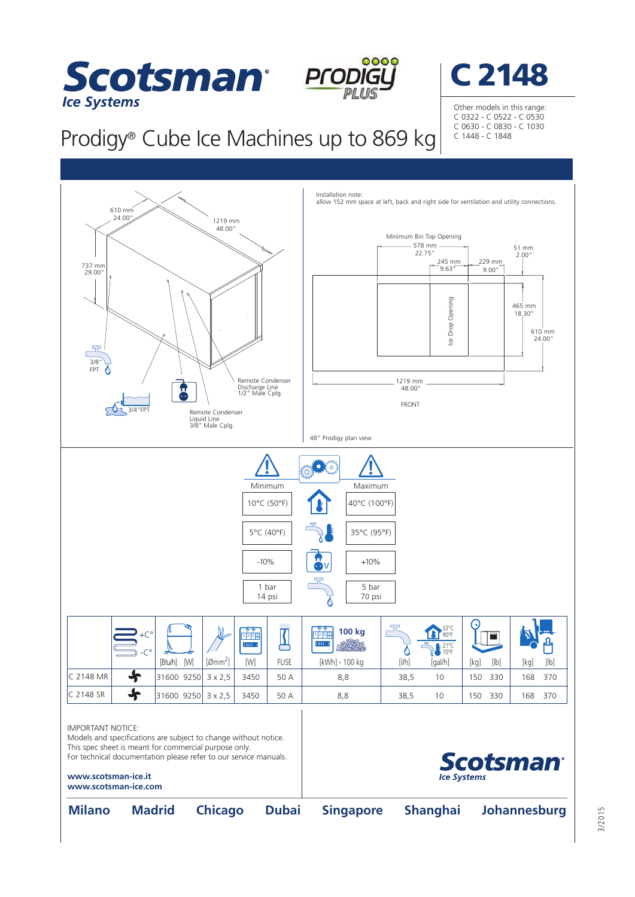# Scotsman Ice Systems — PRODIGY PLUS

# C 2148

Other models in this range:
C 0322 - C 0522 - C 0530
C 0630 - C 0830 - C 1030
C 1448 - C 1848

## Prodigy® Cube Ice Machines up to 869 kg

610 mm
24.00"

1219 mm
48.00"

737 mm
29.00"

3/8"
FPT

3/4"FPT

Remote Condenser
Discharge Line
1/2" Male Cplg.

Remote Condenser
Liquid Line
3/8" Male Cplg.

Installation note:
allow 152 mm space at left, back and right side for ventilation and utility connections.

Minimum Bin Top Opening
578 mm
22.75"

245 mm
9.63"

229 mm
9.00"

51 mm
2.00"

465 mm
18.30"

610 mm
24.00"

Ice Drop Opening

1219 mm
48.00"

FRONT

48" Prodigy plan view

| Minimum | | Maximum |
|---|---|---|
| 10°C (50°F) | Room temperature | 40°C (100°F) |
| 5°C (40°F) | Water temperature | 35°C (95°F) |
| -10% | Voltage | +10% |
| 1 bar 14 psi | Water pressure | 5 bar 70 psi |

| | Condenser | [Btu/h] | [W] | [Ømm²] | [W] | FUSE | [kWh] - 100 kg | [l/h] | [gal/h] | [kg] | [lb] | [kg] | [lb] |
|---|---|---|---|---|---|---|---|---|---|---|---|---|---|
| C 2148 MR | Air | 31600 | 9250 | 3 x 2,5 | 3450 | 50 A | 8,8 | 38,5 | 10 | 150 | 330 | 168 | 370 |
| C 2148 SR | Air | 31600 | 9250 | 3 x 2,5 | 3450 | 50 A | 8,8 | 38,5 | 10 | 150 | 330 | 168 | 370 |

IMPORTANT NOTICE:
Models and specifications are subject to change without notice.
This spec sheet is meant for commercial purpose only.
For technical documentation please refer to our service manuals.

**www.scotsman-ice.it**
**www.scotsman-ice.com**

Scotsman Ice Systems

**Milano Madrid Chicago Dubai Singapore Shanghai Johannesburg**

3/2015